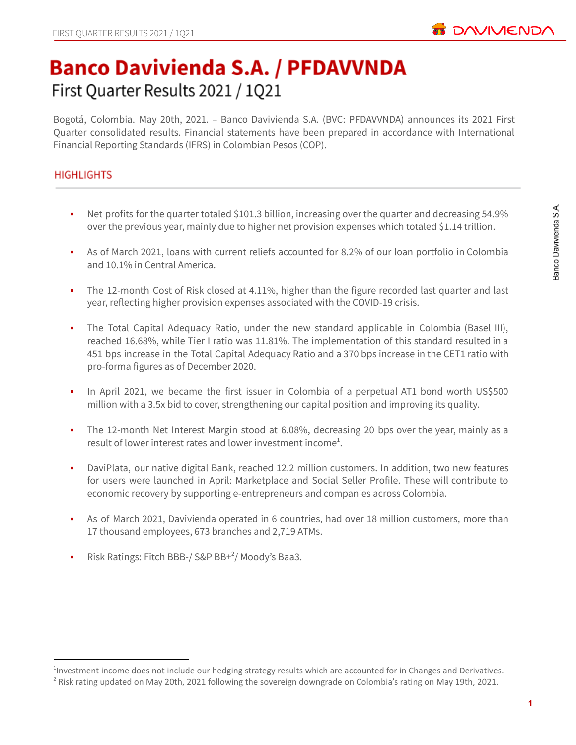# Banco Davivienda S.A. / PFDAVVNDA

## First Quarter Results 2021 / 1Q21

Bogotá, Colombia. May 20th, 2021. – Banco Davivienda S.A. (BVC: PFDAVVNDA) announces its 2021 First Quarter consolidated results. Financial statements have been prepared in accordance with International Financial Reporting Standards (IFRS) in Colombian Pesos (COP).

## HIGHLIGHTS

- Net profits for the quarter totaled $101.3 billion, increasing over the quarter and decreasing 54.9% over the previous year, mainly due to higher net provision expenses which totaled $1.14 trillion.
- As of March 2021, loans with current reliefs accounted for 8.2% of our loan portfolio in Colombia and 10.1% in Central America.
- The 12-month Cost of Risk closed at 4.11%, higher than the figure recorded last quarter and last year, reflecting higher provision expenses associated with the COVID-19 crisis.
- The Total Capital Adequacy Ratio, under the new standard applicable in Colombia (Basel III), reached 16.68%, while Tier I ratio was 11.81%. The implementation of this standard resulted in a 451 bps increase in the Total Capital Adequacy Ratio and a 370 bps increase in the CET1 ratio with pro-forma figures as of December 2020.
- In April 2021, we became the first issuer in Colombia of a perpetual AT1 bond worth US$500 million with a 3.5x bid to cover, strengthening our capital position and improving its quality.
- The 12-month Net Interest Margin stood at 6.08%, decreasing 20 bps over the year, mainly as a result of lower interest rates and lower investment income[1].
- DaviPlata, our native digital Bank, reached 12.2 million customers. In addition, two new features for users were launched in April: Marketplace and Social Seller Profile. These will contribute to economic recovery by supporting e-entrepreneurs and companies across Colombia.
- As of March 2021, Davivienda operated in 6 countries, had over 18 million customers, more than 17 thousand employees, 673 branches and 2,719 ATMs.
- Risk Ratings: Fitch BBB-/ S&P BB+[2]/ Moody's Baa3.

---

[1] Investment income does not include our hedging strategy results which are accounted for in Changes and Derivatives.

[2] Risk rating updated on May 20th, 2021 following the sovereign downgrade on Colombia's rating on May 19th, 2021.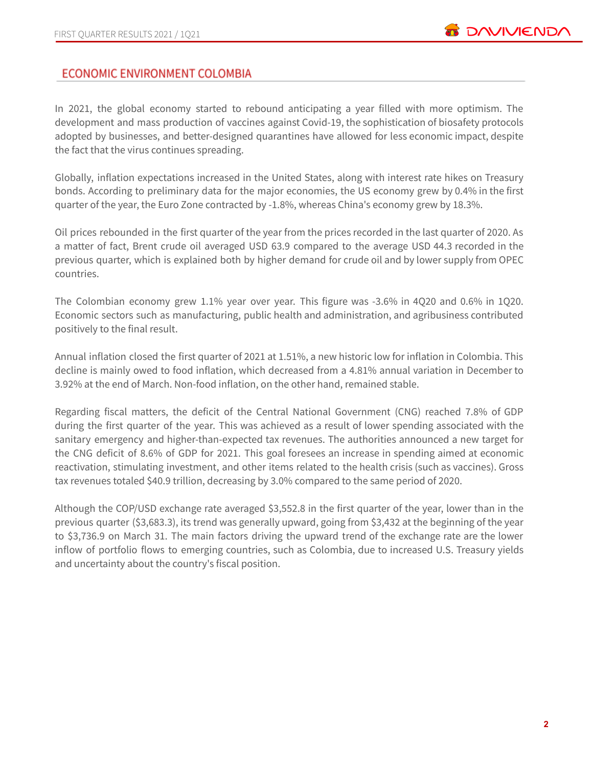## ECONOMIC ENVIRONMENT COLOMBIA

In 2021, the global economy started to rebound anticipating a year filled with more optimism. The development and mass production of vaccines against Covid-19, the sophistication of biosafety protocols adopted by businesses, and better-designed quarantines have allowed for less economic impact, despite the fact that the virus continues spreading.

Globally, inflation expectations increased in the United States, along with interest rate hikes on Treasury bonds. According to preliminary data for the major economies, the US economy grew by 0.4% in the first quarter of the year, the Euro Zone contracted by -1.8%, whereas China's economy grew by 18.3%.

Oil prices rebounded in the first quarter of the year from the prices recorded in the last quarter of 2020. As a matter of fact, Brent crude oil averaged USD 63.9 compared to the average USD 44.3 recorded in the previous quarter, which is explained both by higher demand for crude oil and by lower supply from OPEC countries.

The Colombian economy grew 1.1% year over year. This figure was -3.6% in 4Q20 and 0.6% in 1Q20. Economic sectors such as manufacturing, public health and administration, and agribusiness contributed positively to the final result.

Annual inflation closed the first quarter of 2021 at 1.51%, a new historic low for inflation in Colombia. This decline is mainly owed to food inflation, which decreased from a 4.81% annual variation in December to 3.92% at the end of March. Non-food inflation, on the other hand, remained stable.

Regarding fiscal matters, the deficit of the Central National Government (CNG) reached 7.8% of GDP during the first quarter of the year. This was achieved as a result of lower spending associated with the sanitary emergency and higher-than-expected tax revenues. The authorities announced a new target for the CNG deficit of 8.6% of GDP for 2021. This goal foresees an increase in spending aimed at economic reactivation, stimulating investment, and other items related to the health crisis (such as vaccines). Gross tax revenues totaled $40.9 trillion, decreasing by 3.0% compared to the same period of 2020.

Although the COP/USD exchange rate averaged $3,552.8 in the first quarter of the year, lower than in the previous quarter ($3,683.3), its trend was generally upward, going from $3,432 at the beginning of the year to $3,736.9 on March 31. The main factors driving the upward trend of the exchange rate are the lower inflow of portfolio flows to emerging countries, such as Colombia, due to increased U.S. Treasury yields and uncertainty about the country's fiscal position.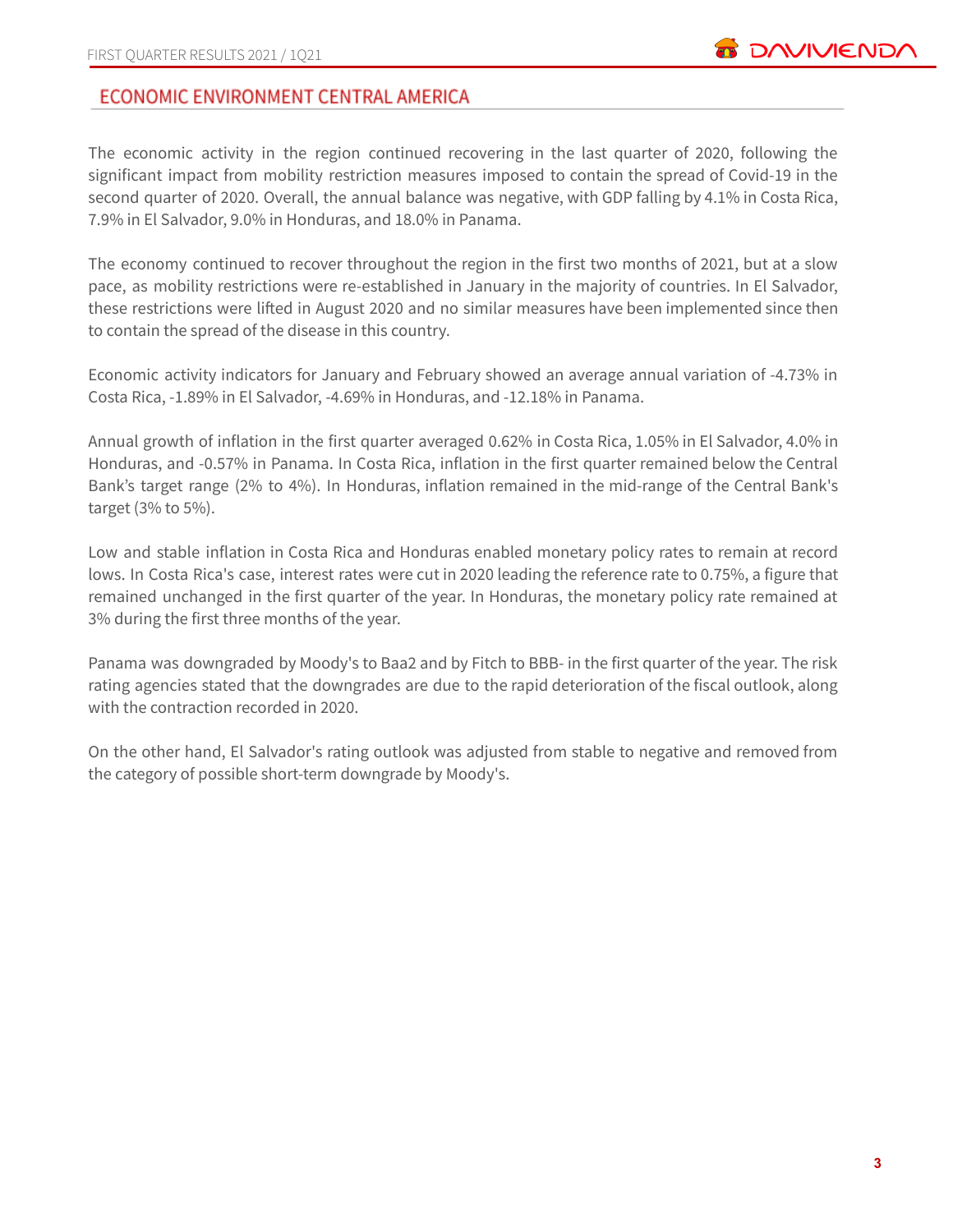## ECONOMIC ENVIRONMENT CENTRAL AMERICA

The economic activity in the region continued recovering in the last quarter of 2020, following the significant impact from mobility restriction measures imposed to contain the spread of Covid-19 in the second quarter of 2020. Overall, the annual balance was negative, with GDP falling by 4.1% in Costa Rica, 7.9% in El Salvador, 9.0% in Honduras, and 18.0% in Panama.

The economy continued to recover throughout the region in the first two months of 2021, but at a slow pace, as mobility restrictions were re-established in January in the majority of countries. In El Salvador, these restrictions were lifted in August 2020 and no similar measures have been implemented since then to contain the spread of the disease in this country.

Economic activity indicators for January and February showed an average annual variation of -4.73% in Costa Rica, -1.89% in El Salvador, -4.69% in Honduras, and -12.18% in Panama.

Annual growth of inflation in the first quarter averaged 0.62% in Costa Rica, 1.05% in El Salvador, 4.0% in Honduras, and -0.57% in Panama. In Costa Rica, inflation in the first quarter remained below the Central Bank's target range (2% to 4%). In Honduras, inflation remained in the mid-range of the Central Bank's target (3% to 5%).

Low and stable inflation in Costa Rica and Honduras enabled monetary policy rates to remain at record lows. In Costa Rica's case, interest rates were cut in 2020 leading the reference rate to 0.75%, a figure that remained unchanged in the first quarter of the year. In Honduras, the monetary policy rate remained at 3% during the first three months of the year.

Panama was downgraded by Moody's to Baa2 and by Fitch to BBB- in the first quarter of the year. The risk rating agencies stated that the downgrades are due to the rapid deterioration of the fiscal outlook, along with the contraction recorded in 2020.

On the other hand, El Salvador's rating outlook was adjusted from stable to negative and removed from the category of possible short-term downgrade by Moody's.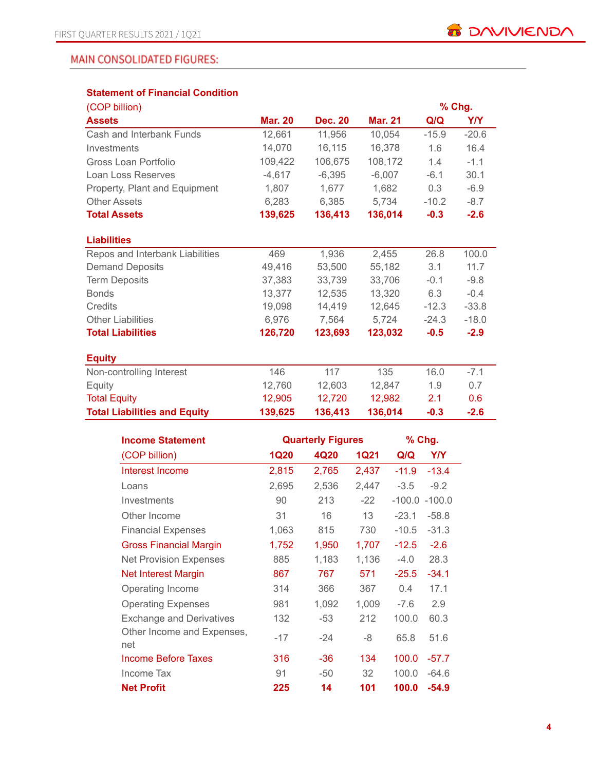## MAIN CONSOLIDATED FIGURES:

**Statement of Financial Condition**

| (COP billion) | | | | % Chg. | |
|---|---|---|---|---|---|
| **Assets** | **Mar. 20** | **Dec. 20** | **Mar. 21** | **Q/Q** | **Y/Y** |
| Cash and Interbank Funds | 12,661 | 11,956 | 10,054 | -15.9 | -20.6 |
| Investments | 14,070 | 16,115 | 16,378 | 1.6 | 16.4 |
| Gross Loan Portfolio | 109,422 | 106,675 | 108,172 | 1.4 | -1.1 |
| Loan Loss Reserves | -4,617 | -6,395 | -6,007 | -6.1 | 30.1 |
| Property, Plant and Equipment | 1,807 | 1,677 | 1,682 | 0.3 | -6.9 |
| Other Assets | 6,283 | 6,385 | 5,734 | -10.2 | -8.7 |
| **Total Assets** | **139,625** | **136,413** | **136,014** | **-0.3** | **-2.6** |
| **Liabilities** | | | | | |
| Repos and Interbank Liabilities | 469 | 1,936 | 2,455 | 26.8 | 100.0 |
| Demand Deposits | 49,416 | 53,500 | 55,182 | 3.1 | 11.7 |
| Term Deposits | 37,383 | 33,739 | 33,706 | -0.1 | -9.8 |
| Bonds | 13,377 | 12,535 | 13,320 | 6.3 | -0.4 |
| Credits | 19,098 | 14,419 | 12,645 | -12.3 | -33.8 |
| Other Liabilities | 6,976 | 7,564 | 5,724 | -24.3 | -18.0 |
| **Total Liabilities** | **126,720** | **123,693** | **123,032** | **-0.5** | **-2.9** |
| **Equity** | | | | | |
| Non-controlling Interest | 146 | 117 | 135 | 16.0 | -7.1 |
| Equity | 12,760 | 12,603 | 12,847 | 1.9 | 0.7 |
| Total Equity | 12,905 | 12,720 | 12,982 | 2.1 | 0.6 |
| **Total Liabilities and Equity** | **139,625** | **136,413** | **136,014** | **-0.3** | **-2.6** |

| **Income Statement** | Quarterly Figures | | | % Chg. | |
|---|---|---|---|---|---|
| (COP billion) | **1Q20** | **4Q20** | **1Q21** | **Q/Q** | **Y/Y** |
| Interest Income | 2,815 | 2,765 | 2,437 | -11.9 | -13.4 |
| Loans | 2,695 | 2,536 | 2,447 | -3.5 | -9.2 |
| Investments | 90 | 213 | -22 | -100.0 | -100.0 |
| Other Income | 31 | 16 | 13 | -23.1 | -58.8 |
| Financial Expenses | 1,063 | 815 | 730 | -10.5 | -31.3 |
| Gross Financial Margin | 1,752 | 1,950 | 1,707 | -12.5 | -2.6 |
| Net Provision Expenses | 885 | 1,183 | 1,136 | -4.0 | 28.3 |
| Net Interest Margin | 867 | 767 | 571 | -25.5 | -34.1 |
| Operating Income | 314 | 366 | 367 | 0.4 | 17.1 |
| Operating Expenses | 981 | 1,092 | 1,009 | -7.6 | 2.9 |
| Exchange and Derivatives | 132 | -53 | 212 | 100.0 | 60.3 |
| Other Income and Expenses, net | -17 | -24 | -8 | 65.8 | 51.6 |
| Income Before Taxes | 316 | -36 | 134 | 100.0 | -57.7 |
| Income Tax | 91 | -50 | 32 | 100.0 | -64.6 |
| **Net Profit** | **225** | **14** | **101** | **100.0** | **-54.9** |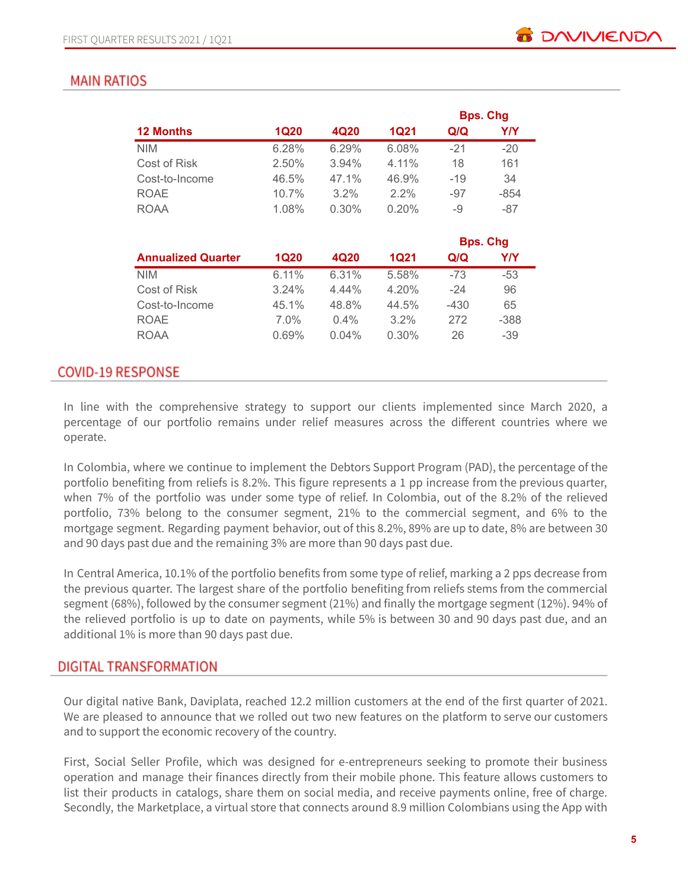## MAIN RATIOS

| 12 Months | 1Q20 | 4Q20 | 1Q21 | Bps. Chg Q/Q | Bps. Chg Y/Y |
|---|---|---|---|---|---|
| NIM | 6.28% | 6.29% | 6.08% | -21 | -20 |
| Cost of Risk | 2.50% | 3.94% | 4.11% | 18 | 161 |
| Cost-to-Income | 46.5% | 47.1% | 46.9% | -19 | 34 |
| ROAE | 10.7% | 3.2% | 2.2% | -97 | -854 |
| ROAA | 1.08% | 0.30% | 0.20% | -9 | -87 |

| Annualized Quarter | 1Q20 | 4Q20 | 1Q21 | Bps. Chg Q/Q | Bps. Chg Y/Y |
|---|---|---|---|---|---|
| NIM | 6.11% | 6.31% | 5.58% | -73 | -53 |
| Cost of Risk | 3.24% | 4.44% | 4.20% | -24 | 96 |
| Cost-to-Income | 45.1% | 48.8% | 44.5% | -430 | 65 |
| ROAE | 7.0% | 0.4% | 3.2% | 272 | -388 |
| ROAA | 0.69% | 0.04% | 0.30% | 26 | -39 |

## COVID-19 RESPONSE

In line with the comprehensive strategy to support our clients implemented since March 2020, a percentage of our portfolio remains under relief measures across the different countries where we operate.

In Colombia, where we continue to implement the Debtors Support Program (PAD), the percentage of the portfolio benefiting from reliefs is 8.2%. This figure represents a 1 pp increase from the previous quarter, when 7% of the portfolio was under some type of relief. In Colombia, out of the 8.2% of the relieved portfolio, 73% belong to the consumer segment, 21% to the commercial segment, and 6% to the mortgage segment. Regarding payment behavior, out of this 8.2%, 89% are up to date, 8% are between 30 and 90 days past due and the remaining 3% are more than 90 days past due.

In Central America, 10.1% of the portfolio benefits from some type of relief, marking a 2 pps decrease from the previous quarter. The largest share of the portfolio benefiting from reliefs stems from the commercial segment (68%), followed by the consumer segment (21%) and finally the mortgage segment (12%). 94% of the relieved portfolio is up to date on payments, while 5% is between 30 and 90 days past due, and an additional 1% is more than 90 days past due.

## DIGITAL TRANSFORMATION

Our digital native Bank, Daviplata, reached 12.2 million customers at the end of the first quarter of 2021. We are pleased to announce that we rolled out two new features on the platform to serve our customers and to support the economic recovery of the country.

First, Social Seller Profile, which was designed for e-entrepreneurs seeking to promote their business operation and manage their finances directly from their mobile phone. This feature allows customers to list their products in catalogs, share them on social media, and receive payments online, free of charge. Secondly, the Marketplace, a virtual store that connects around 8.9 million Colombians using the App with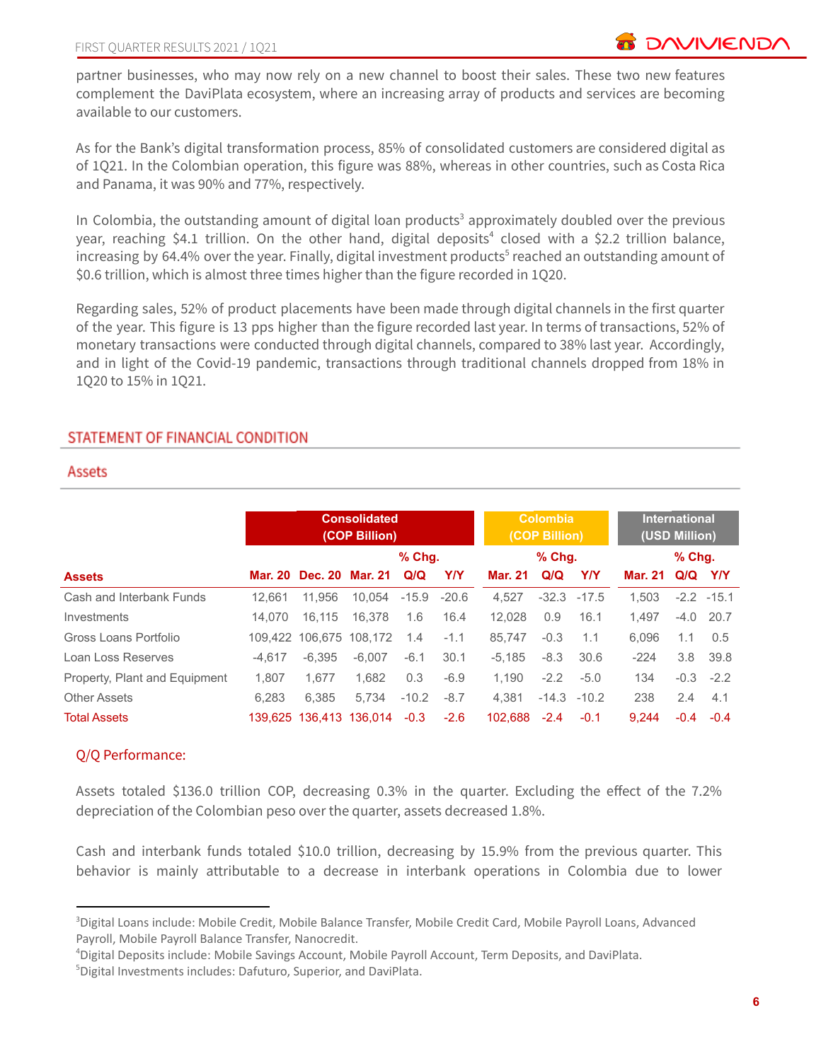partner businesses, who may now rely on a new channel to boost their sales. These two new features complement the DaviPlata ecosystem, where an increasing array of products and services are becoming available to our customers.

As for the Bank's digital transformation process, 85% of consolidated customers are considered digital as of 1Q21. In the Colombian operation, this figure was 88%, whereas in other countries, such as Costa Rica and Panama, it was 90% and 77%, respectively.

In Colombia, the outstanding amount of digital loan products[3] approximately doubled over the previous year, reaching $4.1 trillion. On the other hand, digital deposits[4] closed with a $2.2 trillion balance, increasing by 64.4% over the year. Finally, digital investment products[5] reached an outstanding amount of $0.6 trillion, which is almost three times higher than the figure recorded in 1Q20.

Regarding sales, 52% of product placements have been made through digital channels in the first quarter of the year. This figure is 13 pps higher than the figure recorded last year. In terms of transactions, 52% of monetary transactions were conducted through digital channels, compared to 38% last year. Accordingly, and in light of the Covid-19 pandemic, transactions through traditional channels dropped from 18% in 1Q20 to 15% in 1Q21.

## STATEMENT OF FINANCIAL CONDITION

### Assets

| | Consolidated (COP Billion) | | | | | Colombia (COP Billion) | | | International (USD Million) | | |
|---|---|---|---|---|---|---|---|---|---|---|---|
| | | | | % Chg. | | | % Chg. | | | % Chg. | |
| **Assets** | **Mar. 20** | **Dec. 20** | **Mar. 21** | **Q/Q** | **Y/Y** | **Mar. 21** | **Q/Q** | **Y/Y** | **Mar. 21** | **Q/Q** | **Y/Y** |
| Cash and Interbank Funds | 12,661 | 11,956 | 10,054 | -15.9 | -20.6 | 4,527 | -32.3 | -17.5 | 1,503 | -2.2 | -15.1 |
| Investments | 14,070 | 16,115 | 16,378 | 1.6 | 16.4 | 12,028 | 0.9 | 16.1 | 1,497 | -4.0 | 20.7 |
| Gross Loans Portfolio | 109,422 | 106,675 | 108,172 | 1.4 | -1.1 | 85,747 | -0.3 | 1.1 | 6,096 | 1.1 | 0.5 |
| Loan Loss Reserves | -4,617 | -6,395 | -6,007 | -6.1 | 30.1 | -5,185 | -8.3 | 30.6 | -224 | 3.8 | 39.8 |
| Property, Plant and Equipment | 1,807 | 1,677 | 1,682 | 0.3 | -6.9 | 1,190 | -2.2 | -5.0 | 134 | -0.3 | -2.2 |
| Other Assets | 6,283 | 6,385 | 5,734 | -10.2 | -8.7 | 4,381 | -14.3 | -10.2 | 238 | 2.4 | 4.1 |
| Total Assets | 139,625 | 136,413 | 136,014 | -0.3 | -2.6 | 102,688 | -2.4 | -0.1 | 9,244 | -0.4 | -0.4 |

#### Q/Q Performance:

Assets totaled $136.0 trillion COP, decreasing 0.3% in the quarter. Excluding the effect of the 7.2% depreciation of the Colombian peso over the quarter, assets decreased 1.8%.

Cash and interbank funds totaled $10.0 trillion, decreasing by 15.9% from the previous quarter. This behavior is mainly attributable to a decrease in interbank operations in Colombia due to lower

---

[3] Digital Loans include: Mobile Credit, Mobile Balance Transfer, Mobile Credit Card, Mobile Payroll Loans, Advanced Payroll, Mobile Payroll Balance Transfer, Nanocredit.

[4] Digital Deposits include: Mobile Savings Account, Mobile Payroll Account, Term Deposits, and DaviPlata.

[5] Digital Investments includes: Dafuturo, Superior, and DaviPlata.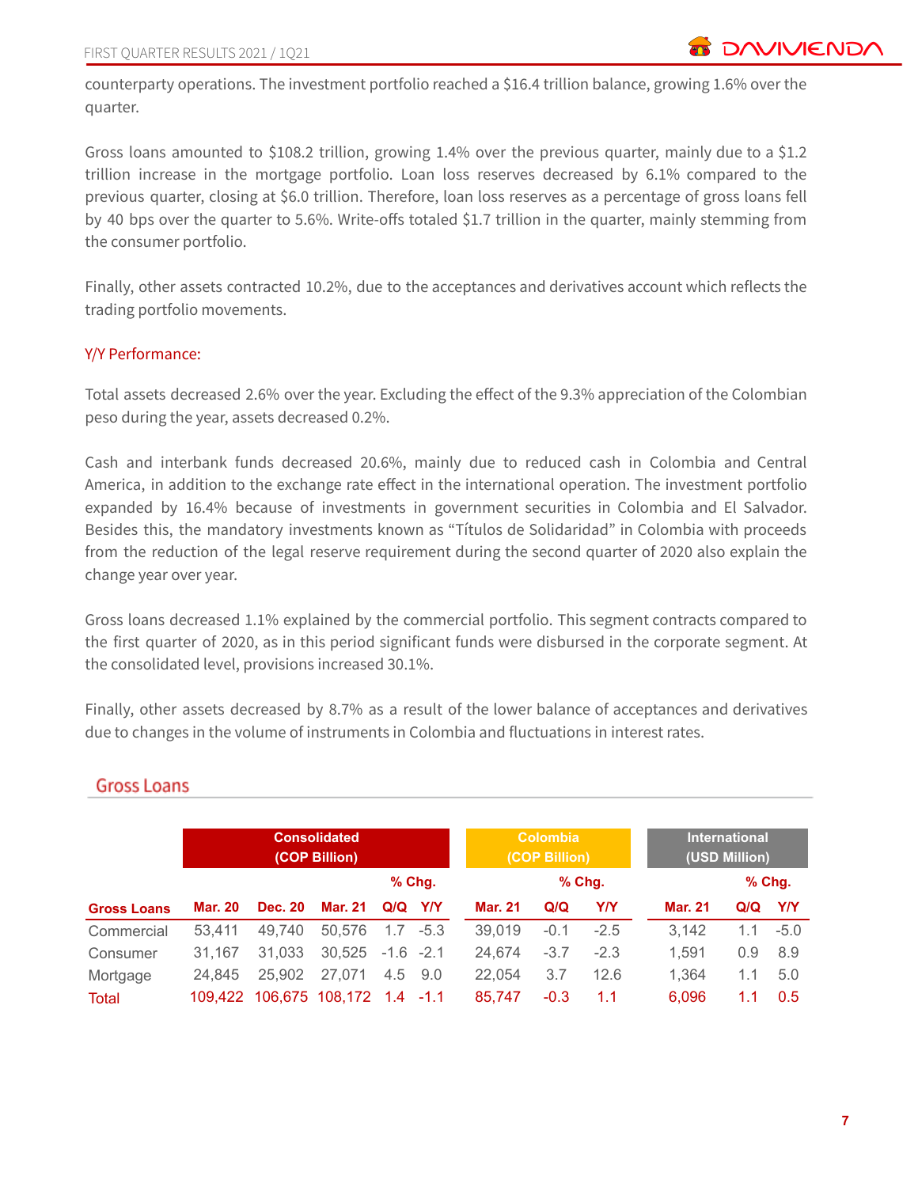counterparty operations. The investment portfolio reached a $16.4 trillion balance, growing 1.6% over the quarter.

Gross loans amounted to $108.2 trillion, growing 1.4% over the previous quarter, mainly due to a $1.2 trillion increase in the mortgage portfolio. Loan loss reserves decreased by 6.1% compared to the previous quarter, closing at $6.0 trillion. Therefore, loan loss reserves as a percentage of gross loans fell by 40 bps over the quarter to 5.6%. Write-offs totaled $1.7 trillion in the quarter, mainly stemming from the consumer portfolio.

Finally, other assets contracted 10.2%, due to the acceptances and derivatives account which reflects the trading portfolio movements.

### Y/Y Performance:

Total assets decreased 2.6% over the year. Excluding the effect of the 9.3% appreciation of the Colombian peso during the year, assets decreased 0.2%.

Cash and interbank funds decreased 20.6%, mainly due to reduced cash in Colombia and Central America, in addition to the exchange rate effect in the international operation. The investment portfolio expanded by 16.4% because of investments in government securities in Colombia and El Salvador. Besides this, the mandatory investments known as "Títulos de Solidaridad" in Colombia with proceeds from the reduction of the legal reserve requirement during the second quarter of 2020 also explain the change year over year.

Gross loans decreased 1.1% explained by the commercial portfolio. This segment contracts compared to the first quarter of 2020, as in this period significant funds were disbursed in the corporate segment. At the consolidated level, provisions increased 30.1%.

Finally, other assets decreased by 8.7% as a result of the lower balance of acceptances and derivatives due to changes in the volume of instruments in Colombia and fluctuations in interest rates.

## Gross Loans

| | Consolidated (COP Billion) | | | | | Colombia (COP Billion) | | | International (USD Million) | | |
|---|---|---|---|---|---|---|---|---|---|---|---|
| | | | | % Chg. | | | % Chg. | | | % Chg. | |
| **Gross Loans** | **Mar. 20** | **Dec. 20** | **Mar. 21** | **Q/Q** | **Y/Y** | **Mar. 21** | **Q/Q** | **Y/Y** | **Mar. 21** | **Q/Q** | **Y/Y** |
| Commercial | 53,411 | 49,740 | 50,576 | 1.7 | -5.3 | 39,019 | -0.1 | -2.5 | 3,142 | 1.1 | -5.0 |
| Consumer | 31,167 | 31,033 | 30,525 | -1.6 | -2.1 | 24,674 | -3.7 | -2.3 | 1,591 | 0.9 | 8.9 |
| Mortgage | 24,845 | 25,902 | 27,071 | 4.5 | 9.0 | 22,054 | 3.7 | 12.6 | 1,364 | 1.1 | 5.0 |
| Total | 109,422 | 106,675 | 108,172 | 1.4 | -1.1 | 85,747 | -0.3 | 1.1 | 6,096 | 1.1 | 0.5 |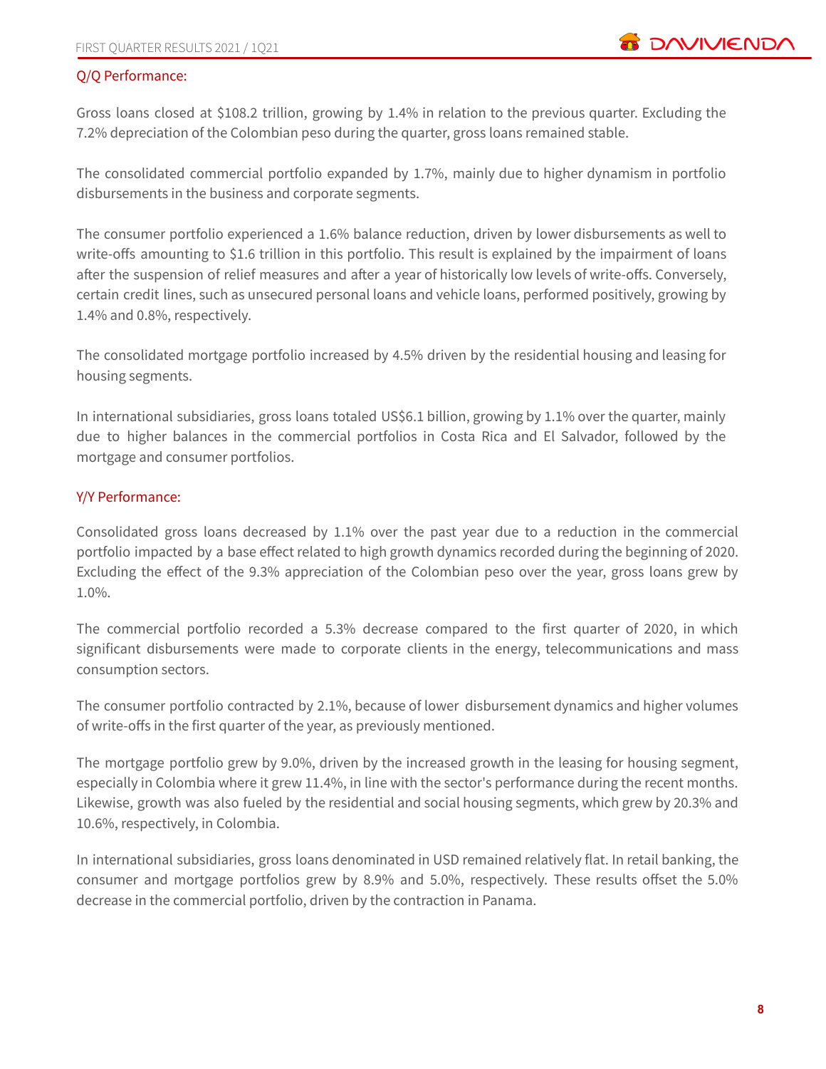### Q/Q Performance:

Gross loans closed at $108.2 trillion, growing by 1.4% in relation to the previous quarter. Excluding the 7.2% depreciation of the Colombian peso during the quarter, gross loans remained stable.

The consolidated commercial portfolio expanded by 1.7%, mainly due to higher dynamism in portfolio disbursements in the business and corporate segments.

The consumer portfolio experienced a 1.6% balance reduction, driven by lower disbursements as well to write-offs amounting to $1.6 trillion in this portfolio. This result is explained by the impairment of loans after the suspension of relief measures and after a year of historically low levels of write-offs. Conversely, certain credit lines, such as unsecured personal loans and vehicle loans, performed positively, growing by 1.4% and 0.8%, respectively.

The consolidated mortgage portfolio increased by 4.5% driven by the residential housing and leasing for housing segments.

In international subsidiaries, gross loans totaled US$6.1 billion, growing by 1.1% over the quarter, mainly due to higher balances in the commercial portfolios in Costa Rica and El Salvador, followed by the mortgage and consumer portfolios.

### Y/Y Performance:

Consolidated gross loans decreased by 1.1% over the past year due to a reduction in the commercial portfolio impacted by a base effect related to high growth dynamics recorded during the beginning of 2020. Excluding the effect of the 9.3% appreciation of the Colombian peso over the year, gross loans grew by 1.0%.

The commercial portfolio recorded a 5.3% decrease compared to the first quarter of 2020, in which significant disbursements were made to corporate clients in the energy, telecommunications and mass consumption sectors.

The consumer portfolio contracted by 2.1%, because of lower disbursement dynamics and higher volumes of write-offs in the first quarter of the year, as previously mentioned.

The mortgage portfolio grew by 9.0%, driven by the increased growth in the leasing for housing segment, especially in Colombia where it grew 11.4%, in line with the sector's performance during the recent months. Likewise, growth was also fueled by the residential and social housing segments, which grew by 20.3% and 10.6%, respectively, in Colombia.

In international subsidiaries, gross loans denominated in USD remained relatively flat. In retail banking, the consumer and mortgage portfolios grew by 8.9% and 5.0%, respectively. These results offset the 5.0% decrease in the commercial portfolio, driven by the contraction in Panama.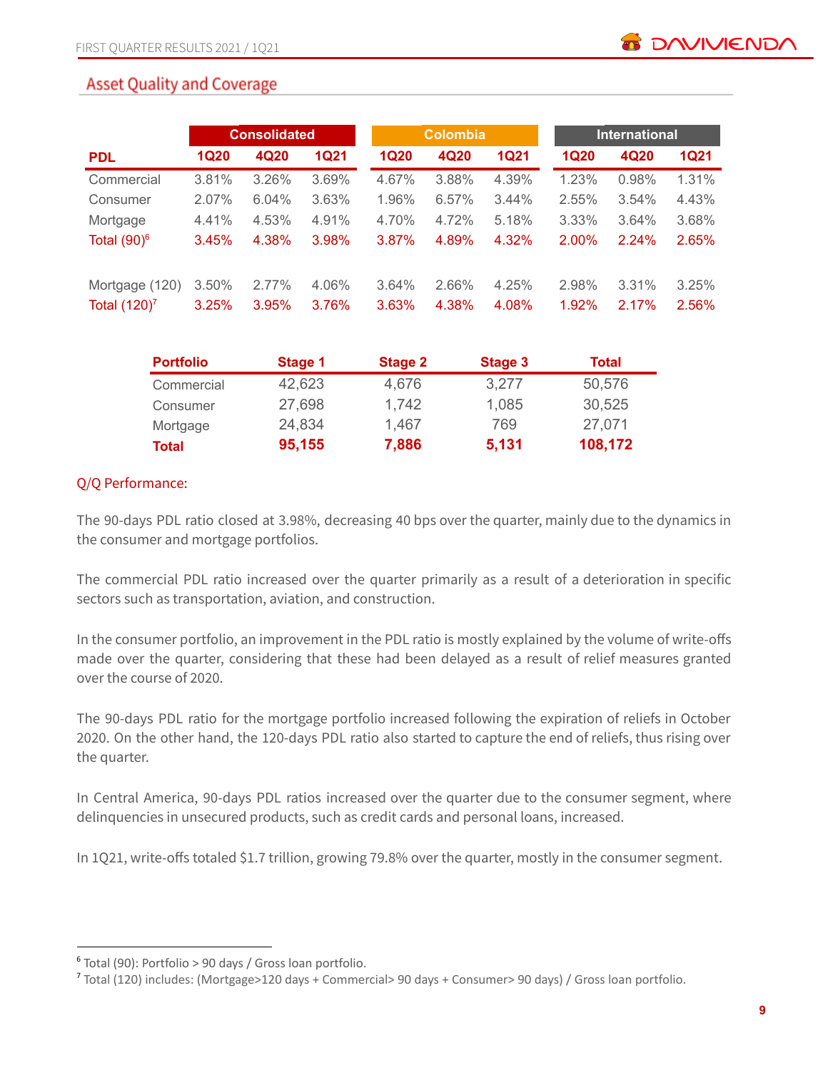## Asset Quality and Coverage

| PDL | Consolidated | | | Colombia | | | International | | |
|---|---|---|---|---|---|---|---|---|---|
| | 1Q20 | 4Q20 | 1Q21 | 1Q20 | 4Q20 | 1Q21 | 1Q20 | 4Q20 | 1Q21 |
| Commercial | 3.81% | 3.26% | 3.69% | 4.67% | 3.88% | 4.39% | 1.23% | 0.98% | 1.31% |
| Consumer | 2.07% | 6.04% | 3.63% | 1.96% | 6.57% | 3.44% | 2.55% | 3.54% | 4.43% |
| Mortgage | 4.41% | 4.53% | 4.91% | 4.70% | 4.72% | 5.18% | 3.33% | 3.64% | 3.68% |
| Total (90)[6] | 3.45% | 4.38% | 3.98% | 3.87% | 4.89% | 4.32% | 2.00% | 2.24% | 2.65% |
| Mortgage (120) | 3.50% | 2.77% | 4.06% | 3.64% | 2.66% | 4.25% | 2.98% | 3.31% | 3.25% |
| Total (120)[7] | 3.25% | 3.95% | 3.76% | 3.63% | 4.38% | 4.08% | 1.92% | 2.17% | 2.56% |

| Portfolio | Stage 1 | Stage 2 | Stage 3 | Total |
|---|---|---|---|---|
| Commercial | 42,623 | 4,676 | 3,277 | 50,576 |
| Consumer | 27,698 | 1,742 | 1,085 | 30,525 |
| Mortgage | 24,834 | 1,467 | 769 | 27,071 |
| **Total** | **95,155** | **7,886** | **5,131** | **108,172** |

Q/Q Performance:

The 90-days PDL ratio closed at 3.98%, decreasing 40 bps over the quarter, mainly due to the dynamics in the consumer and mortgage portfolios.

The commercial PDL ratio increased over the quarter primarily as a result of a deterioration in specific sectors such as transportation, aviation, and construction.

In the consumer portfolio, an improvement in the PDL ratio is mostly explained by the volume of write-offs made over the quarter, considering that these had been delayed as a result of relief measures granted over the course of 2020.

The 90-days PDL ratio for the mortgage portfolio increased following the expiration of reliefs in October 2020. On the other hand, the 120-days PDL ratio also started to capture the end of reliefs, thus rising over the quarter.

In Central America, 90-days PDL ratios increased over the quarter due to the consumer segment, where delinquencies in unsecured products, such as credit cards and personal loans, increased.

In 1Q21, write-offs totaled $1.7 trillion, growing 79.8% over the quarter, mostly in the consumer segment.

[6] Total (90): Portfolio > 90 days / Gross loan portfolio.
[7] Total (120) includes: (Mortgage>120 days + Commercial> 90 days + Consumer> 90 days) / Gross loan portfolio.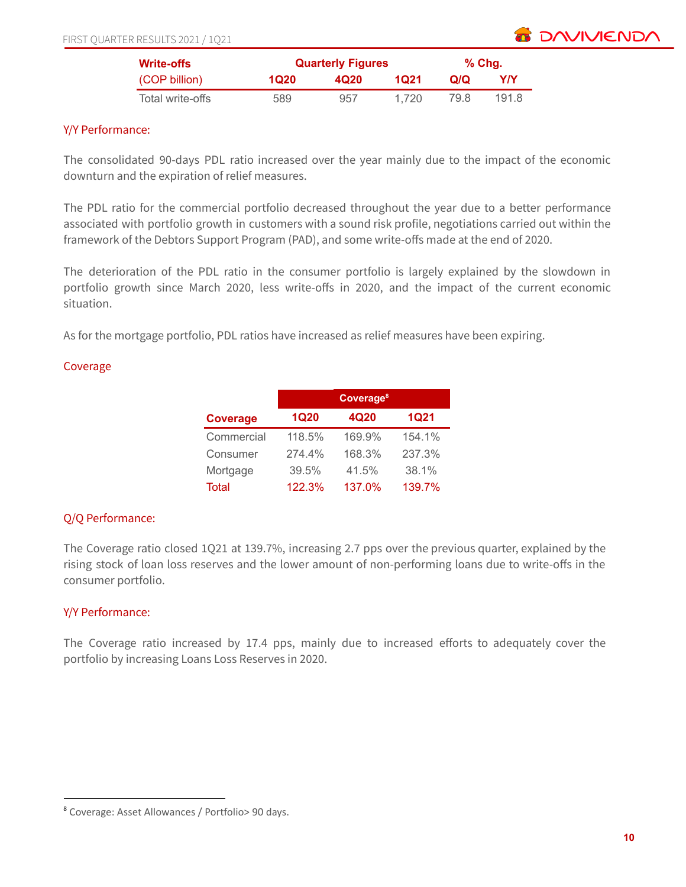| Write-offs (COP billion) | Quarterly Figures | | | % Chg. | |
|---|---|---|---|---|---|
| | 1Q20 | 4Q20 | 1Q21 | Q/Q | Y/Y |
| Total write-offs | 589 | 957 | 1,720 | 79.8 | 191.8 |

### Y/Y Performance:

The consolidated 90-days PDL ratio increased over the year mainly due to the impact of the economic downturn and the expiration of relief measures.

The PDL ratio for the commercial portfolio decreased throughout the year due to a better performance associated with portfolio growth in customers with a sound risk profile, negotiations carried out within the framework of the Debtors Support Program (PAD), and some write-offs made at the end of 2020.

The deterioration of the PDL ratio in the consumer portfolio is largely explained by the slowdown in portfolio growth since March 2020, less write-offs in 2020, and the impact of the current economic situation.

As for the mortgage portfolio, PDL ratios have increased as relief measures have been expiring.

### Coverage

| Coverage | Coverage[8] | | |
|---|---|---|---|
| | 1Q20 | 4Q20 | 1Q21 |
| Commercial | 118.5% | 169.9% | 154.1% |
| Consumer | 274.4% | 168.3% | 237.3% |
| Mortgage | 39.5% | 41.5% | 38.1% |
| Total | 122.3% | 137.0% | 139.7% |

### Q/Q Performance:

The Coverage ratio closed 1Q21 at 139.7%, increasing 2.7 pps over the previous quarter, explained by the rising stock of loan loss reserves and the lower amount of non-performing loans due to write-offs in the consumer portfolio.

### Y/Y Performance:

The Coverage ratio increased by 17.4 pps, mainly due to increased efforts to adequately cover the portfolio by increasing Loans Loss Reserves in 2020.

[8] Coverage: Asset Allowances / Portfolio> 90 days.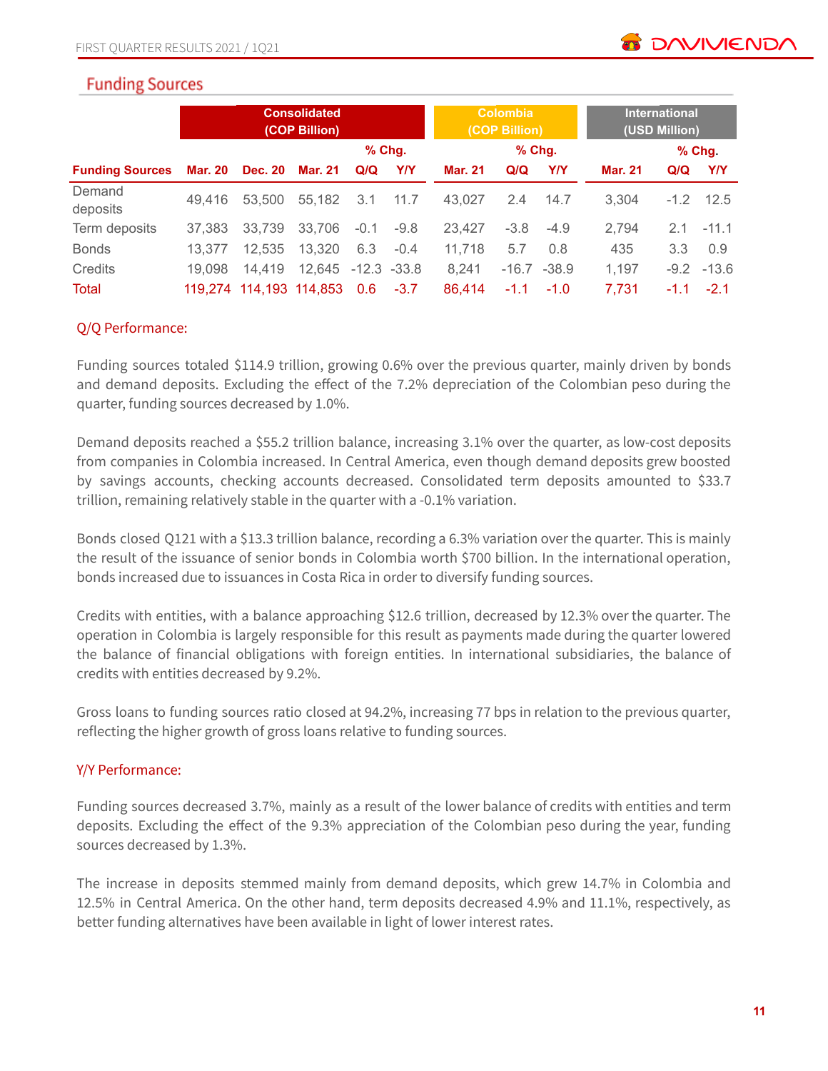## Funding Sources

| | Consolidated (COP Billion) | | | | | Colombia (COP Billion) | | | International (USD Million) | | |
|---|---|---|---|---|---|---|---|---|---|---|---|
| | | | | % Chg. | | | % Chg. | | | % Chg. | |
| **Funding Sources** | **Mar. 20** | **Dec. 20** | **Mar. 21** | **Q/Q** | **Y/Y** | **Mar. 21** | **Q/Q** | **Y/Y** | **Mar. 21** | **Q/Q** | **Y/Y** |
| Demand deposits | 49,416 | 53,500 | 55,182 | 3.1 | 11.7 | 43,027 | 2.4 | 14.7 | 3,304 | -1.2 | 12.5 |
| Term deposits | 37,383 | 33,739 | 33,706 | -0.1 | -9.8 | 23,427 | -3.8 | -4.9 | 2,794 | 2.1 | -11.1 |
| Bonds | 13,377 | 12,535 | 13,320 | 6.3 | -0.4 | 11,718 | 5.7 | 0.8 | 435 | 3.3 | 0.9 |
| Credits | 19,098 | 14,419 | 12,645 | -12.3 | -33.8 | 8,241 | -16.7 | -38.9 | 1,197 | -9.2 | -13.6 |
| Total | 119,274 | 114,193 | 114,853 | 0.6 | -3.7 | 86,414 | -1.1 | -1.0 | 7,731 | -1.1 | -2.1 |

### Q/Q Performance:

Funding sources totaled $114.9 trillion, growing 0.6% over the previous quarter, mainly driven by bonds and demand deposits. Excluding the effect of the 7.2% depreciation of the Colombian peso during the quarter, funding sources decreased by 1.0%.

Demand deposits reached a $55.2 trillion balance, increasing 3.1% over the quarter, as low-cost deposits from companies in Colombia increased. In Central America, even though demand deposits grew boosted by savings accounts, checking accounts decreased. Consolidated term deposits amounted to $33.7 trillion, remaining relatively stable in the quarter with a -0.1% variation.

Bonds closed Q121 with a $13.3 trillion balance, recording a 6.3% variation over the quarter. This is mainly the result of the issuance of senior bonds in Colombia worth $700 billion. In the international operation, bonds increased due to issuances in Costa Rica in order to diversify funding sources.

Credits with entities, with a balance approaching $12.6 trillion, decreased by 12.3% over the quarter. The operation in Colombia is largely responsible for this result as payments made during the quarter lowered the balance of financial obligations with foreign entities. In international subsidiaries, the balance of credits with entities decreased by 9.2%.

Gross loans to funding sources ratio closed at 94.2%, increasing 77 bps in relation to the previous quarter, reflecting the higher growth of gross loans relative to funding sources.

### Y/Y Performance:

Funding sources decreased 3.7%, mainly as a result of the lower balance of credits with entities and term deposits. Excluding the effect of the 9.3% appreciation of the Colombian peso during the year, funding sources decreased by 1.3%.

The increase in deposits stemmed mainly from demand deposits, which grew 14.7% in Colombia and 12.5% in Central America. On the other hand, term deposits decreased 4.9% and 11.1%, respectively, as better funding alternatives have been available in light of lower interest rates.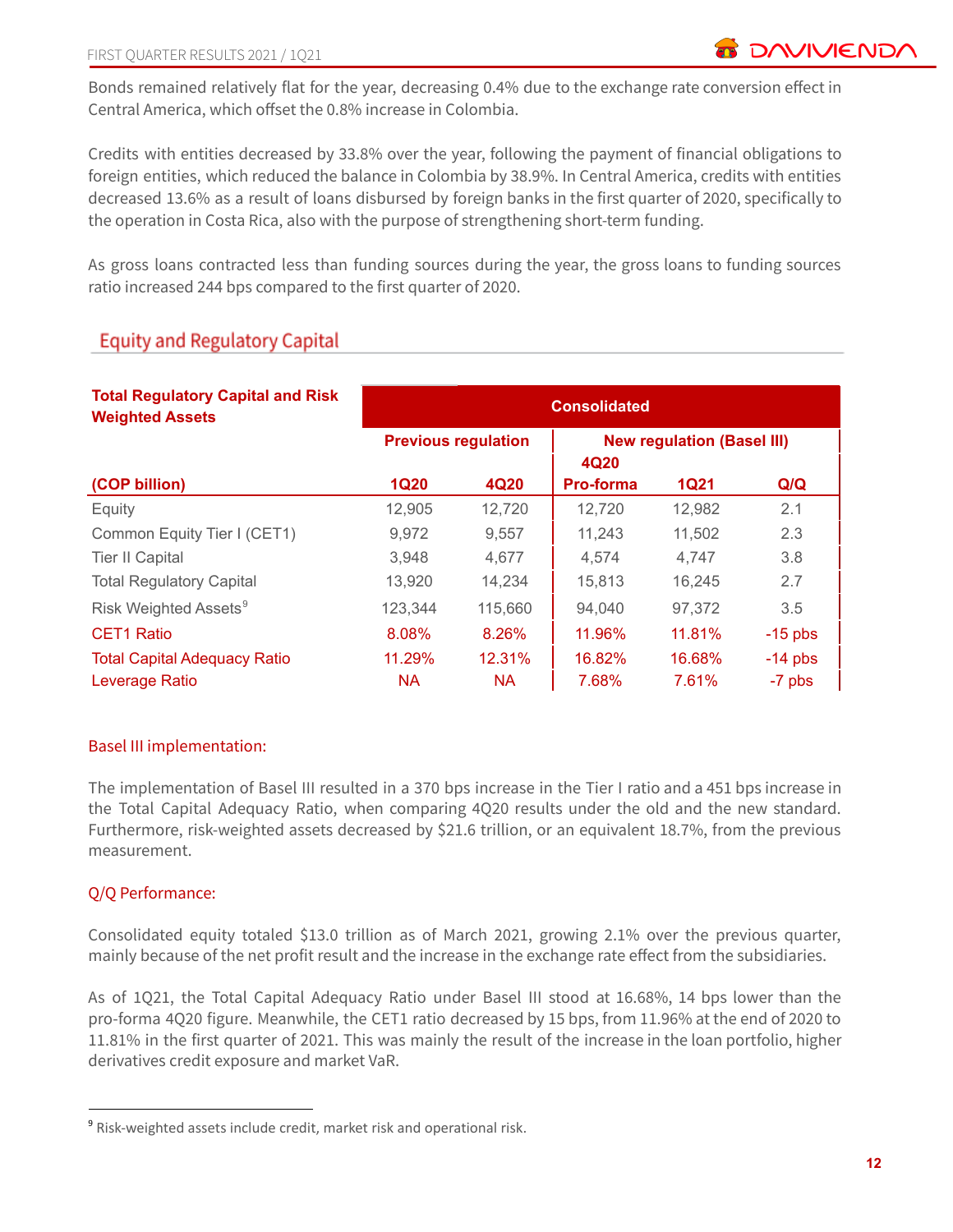Bonds remained relatively flat for the year, decreasing 0.4% due to the exchange rate conversion effect in Central America, which offset the 0.8% increase in Colombia.

Credits with entities decreased by 33.8% over the year, following the payment of financial obligations to foreign entities, which reduced the balance in Colombia by 38.9%. In Central America, credits with entities decreased 13.6% as a result of loans disbursed by foreign banks in the first quarter of 2020, specifically to the operation in Costa Rica, also with the purpose of strengthening short-term funding.

As gross loans contracted less than funding sources during the year, the gross loans to funding sources ratio increased 244 bps compared to the first quarter of 2020.

## Equity and Regulatory Capital

| **Total Regulatory Capital and Risk Weighted Assets** | **Consolidated** | | | | |
|---|---|---|---|---|---|
| | **Previous regulation** | | **New regulation (Basel III)** | | |
| **(COP billion)** | **1Q20** | **4Q20** | **4Q20 Pro-forma** | **1Q21** | **Q/Q** |
| Equity | 12,905 | 12,720 | 12,720 | 12,982 | 2.1 |
| Common Equity Tier I (CET1) | 9,972 | 9,557 | 11,243 | 11,502 | 2.3 |
| Tier II Capital | 3,948 | 4,677 | 4,574 | 4,747 | 3.8 |
| Total Regulatory Capital | 13,920 | 14,234 | 15,813 | 16,245 | 2.7 |
| Risk Weighted Assets[9] | 123,344 | 115,660 | 94,040 | 97,372 | 3.5 |
| CET1 Ratio | 8.08% | 8.26% | 11.96% | 11.81% | -15 pbs |
| Total Capital Adequacy Ratio | 11.29% | 12.31% | 16.82% | 16.68% | -14 pbs |
| Leverage Ratio | NA | NA | 7.68% | 7.61% | -7 pbs |

### Basel III implementation:

The implementation of Basel III resulted in a 370 bps increase in the Tier I ratio and a 451 bps increase in the Total Capital Adequacy Ratio, when comparing 4Q20 results under the old and the new standard. Furthermore, risk-weighted assets decreased by $21.6 trillion, or an equivalent 18.7%, from the previous measurement.

### Q/Q Performance:

Consolidated equity totaled $13.0 trillion as of March 2021, growing 2.1% over the previous quarter, mainly because of the net profit result and the increase in the exchange rate effect from the subsidiaries.

As of 1Q21, the Total Capital Adequacy Ratio under Basel III stood at 16.68%, 14 bps lower than the pro-forma 4Q20 figure. Meanwhile, the CET1 ratio decreased by 15 bps, from 11.96% at the end of 2020 to 11.81% in the first quarter of 2021. This was mainly the result of the increase in the loan portfolio, higher derivatives credit exposure and market VaR.

[9] Risk-weighted assets include credit, market risk and operational risk.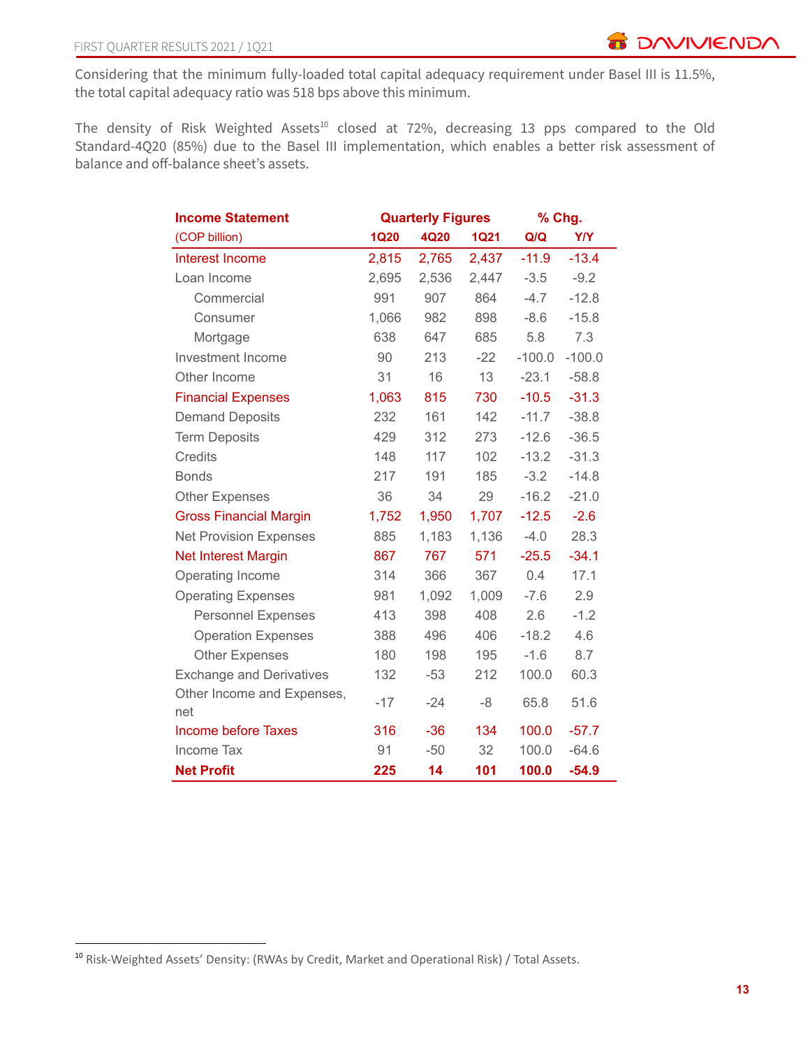Considering that the minimum fully-loaded total capital adequacy requirement under Basel III is 11.5%, the total capital adequacy ratio was 518 bps above this minimum.

The density of Risk Weighted Assets[10] closed at 72%, decreasing 13 pps compared to the Old Standard-4Q20 (85%) due to the Basel III implementation, which enables a better risk assessment of balance and off-balance sheet's assets.

| **Income Statement** | **Quarterly Figures** | | | **% Chg.** | |
|---|---|---|---|---|---|
| (COP billion) | **1Q20** | **4Q20** | **1Q21** | **Q/Q** | **Y/Y** |
| Interest Income | 2,815 | 2,765 | 2,437 | -11.9 | -13.4 |
| Loan Income | 2,695 | 2,536 | 2,447 | -3.5 | -9.2 |
| Commercial | 991 | 907 | 864 | -4.7 | -12.8 |
| Consumer | 1,066 | 982 | 898 | -8.6 | -15.8 |
| Mortgage | 638 | 647 | 685 | 5.8 | 7.3 |
| Investment Income | 90 | 213 | -22 | -100.0 | -100.0 |
| Other Income | 31 | 16 | 13 | -23.1 | -58.8 |
| Financial Expenses | 1,063 | 815 | 730 | -10.5 | -31.3 |
| Demand Deposits | 232 | 161 | 142 | -11.7 | -38.8 |
| Term Deposits | 429 | 312 | 273 | -12.6 | -36.5 |
| Credits | 148 | 117 | 102 | -13.2 | -31.3 |
| Bonds | 217 | 191 | 185 | -3.2 | -14.8 |
| Other Expenses | 36 | 34 | 29 | -16.2 | -21.0 |
| Gross Financial Margin | 1,752 | 1,950 | 1,707 | -12.5 | -2.6 |
| Net Provision Expenses | 885 | 1,183 | 1,136 | -4.0 | 28.3 |
| Net Interest Margin | 867 | 767 | 571 | -25.5 | -34.1 |
| Operating Income | 314 | 366 | 367 | 0.4 | 17.1 |
| Operating Expenses | 981 | 1,092 | 1,009 | -7.6 | 2.9 |
| Personnel Expenses | 413 | 398 | 408 | 2.6 | -1.2 |
| Operation Expenses | 388 | 496 | 406 | -18.2 | 4.6 |
| Other Expenses | 180 | 198 | 195 | -1.6 | 8.7 |
| Exchange and Derivatives | 132 | -53 | 212 | 100.0 | 60.3 |
| Other Income and Expenses, net | -17 | -24 | -8 | 65.8 | 51.6 |
| Income before Taxes | 316 | -36 | 134 | 100.0 | -57.7 |
| Income Tax | 91 | -50 | 32 | 100.0 | -64.6 |
| **Net Profit** | **225** | **14** | **101** | **100.0** | **-54.9** |

[10] Risk-Weighted Assets' Density: (RWAs by Credit, Market and Operational Risk) / Total Assets.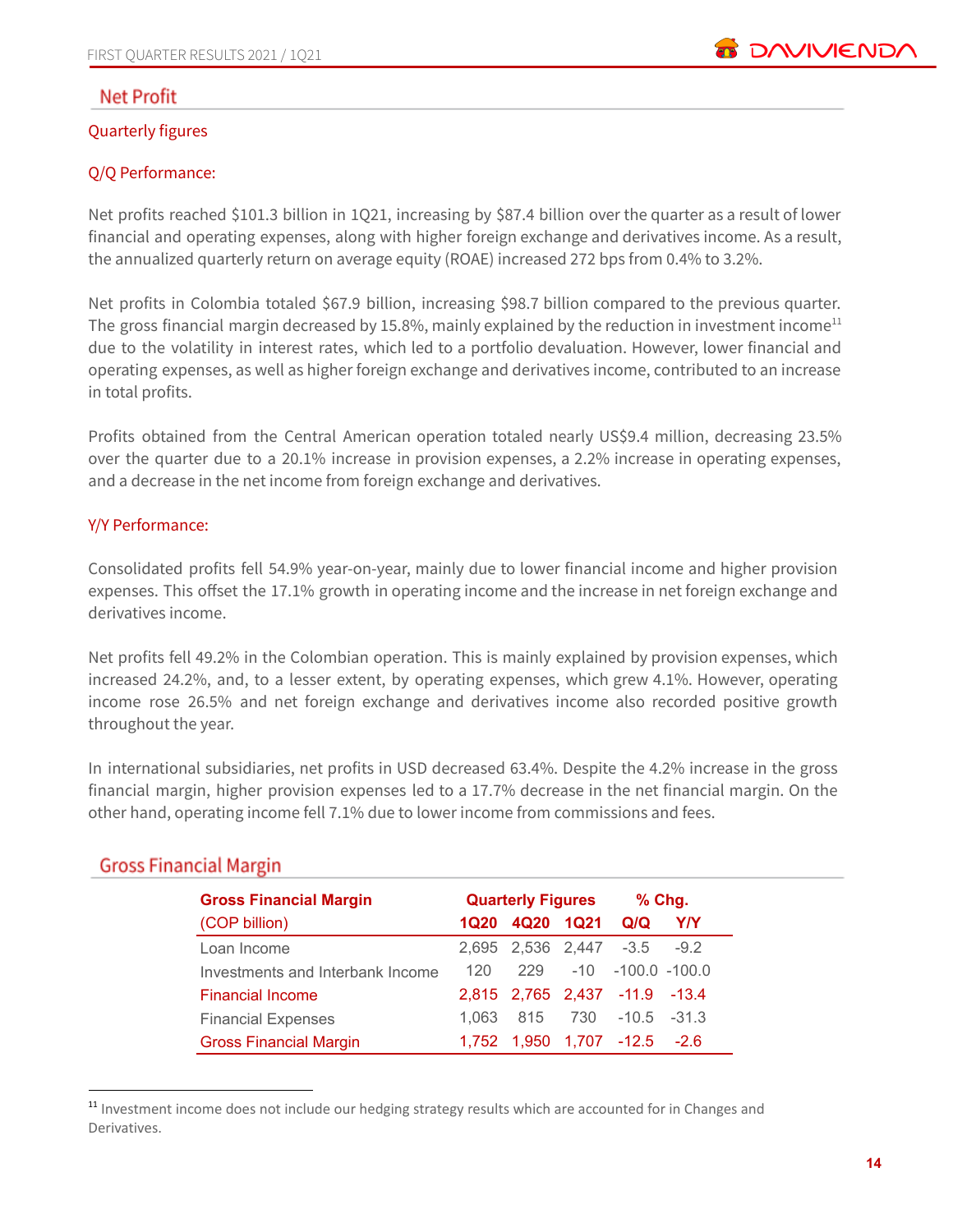## Net Profit

### Quarterly figures

### Q/Q Performance:

Net profits reached $101.3 billion in 1Q21, increasing by $87.4 billion over the quarter as a result of lower financial and operating expenses, along with higher foreign exchange and derivatives income. As a result, the annualized quarterly return on average equity (ROAE) increased 272 bps from 0.4% to 3.2%.

Net profits in Colombia totaled $67.9 billion, increasing $98.7 billion compared to the previous quarter. The gross financial margin decreased by 15.8%, mainly explained by the reduction in investment income[11] due to the volatility in interest rates, which led to a portfolio devaluation. However, lower financial and operating expenses, as well as higher foreign exchange and derivatives income, contributed to an increase in total profits.

Profits obtained from the Central American operation totaled nearly US$9.4 million, decreasing 23.5% over the quarter due to a 20.1% increase in provision expenses, a 2.2% increase in operating expenses, and a decrease in the net income from foreign exchange and derivatives.

### Y/Y Performance:

Consolidated profits fell 54.9% year-on-year, mainly due to lower financial income and higher provision expenses. This offset the 17.1% growth in operating income and the increase in net foreign exchange and derivatives income.

Net profits fell 49.2% in the Colombian operation. This is mainly explained by provision expenses, which increased 24.2%, and, to a lesser extent, by operating expenses, which grew 4.1%. However, operating income rose 26.5% and net foreign exchange and derivatives income also recorded positive growth throughout the year.

In international subsidiaries, net profits in USD decreased 63.4%. Despite the 4.2% increase in the gross financial margin, higher provision expenses led to a 17.7% decrease in the net financial margin. On the other hand, operating income fell 7.1% due to lower income from commissions and fees.

## Gross Financial Margin

| Gross Financial Margin | Quarterly Figures | | | % Chg. | |
|---|---|---|---|---|---|
| (COP billion) | 1Q20 | 4Q20 | 1Q21 | Q/Q | Y/Y |
| Loan Income | 2,695 | 2,536 | 2,447 | -3.5 | -9.2 |
| Investments and Interbank Income | 120 | 229 | -10 | -100.0 | -100.0 |
| Financial Income | 2,815 | 2,765 | 2,437 | -11.9 | -13.4 |
| Financial Expenses | 1,063 | 815 | 730 | -10.5 | -31.3 |
| Gross Financial Margin | 1,752 | 1,950 | 1,707 | -12.5 | -2.6 |

[11] Investment income does not include our hedging strategy results which are accounted for in Changes and Derivatives.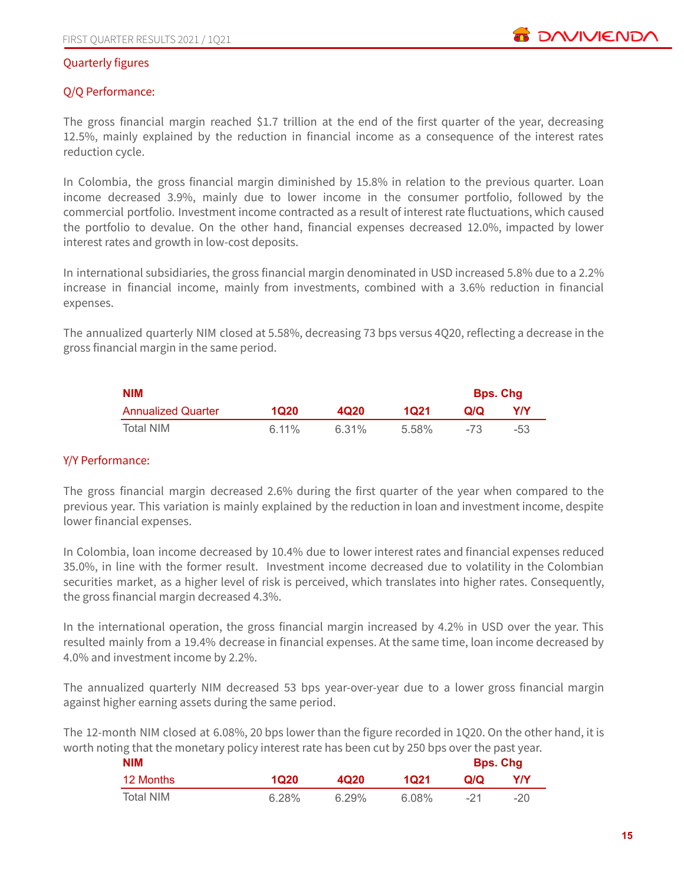## Quarterly figures

### Q/Q Performance:

The gross financial margin reached $1.7 trillion at the end of the first quarter of the year, decreasing 12.5%, mainly explained by the reduction in financial income as a consequence of the interest rates reduction cycle.

In Colombia, the gross financial margin diminished by 15.8% in relation to the previous quarter. Loan income decreased 3.9%, mainly due to lower income in the consumer portfolio, followed by the commercial portfolio. Investment income contracted as a result of interest rate fluctuations, which caused the portfolio to devalue. On the other hand, financial expenses decreased 12.0%, impacted by lower interest rates and growth in low-cost deposits.

In international subsidiaries, the gross financial margin denominated in USD increased 5.8% due to a 2.2% increase in financial income, mainly from investments, combined with a 3.6% reduction in financial expenses.

The annualized quarterly NIM closed at 5.58%, decreasing 73 bps versus 4Q20, reflecting a decrease in the gross financial margin in the same period.

| NIM | | | | Bps. Chg | |
|---|---|---|---|---|---|
| Annualized Quarter | 1Q20 | 4Q20 | 1Q21 | Q/Q | Y/Y |
| Total NIM | 6.11% | 6.31% | 5.58% | -73 | -53 |

### Y/Y Performance:

The gross financial margin decreased 2.6% during the first quarter of the year when compared to the previous year. This variation is mainly explained by the reduction in loan and investment income, despite lower financial expenses.

In Colombia, loan income decreased by 10.4% due to lower interest rates and financial expenses reduced 35.0%, in line with the former result. Investment income decreased due to volatility in the Colombian securities market, as a higher level of risk is perceived, which translates into higher rates. Consequently, the gross financial margin decreased 4.3%.

In the international operation, the gross financial margin increased by 4.2% in USD over the year. This resulted mainly from a 19.4% decrease in financial expenses. At the same time, loan income decreased by 4.0% and investment income by 2.2%.

The annualized quarterly NIM decreased 53 bps year-over-year due to a lower gross financial margin against higher earning assets during the same period.

The 12-month NIM closed at 6.08%, 20 bps lower than the figure recorded in 1Q20. On the other hand, it is worth noting that the monetary policy interest rate has been cut by 250 bps over the past year.

| NIM | | | | Bps. Chg | |
|---|---|---|---|---|---|
| 12 Months | 1Q20 | 4Q20 | 1Q21 | Q/Q | Y/Y |
| Total NIM | 6.28% | 6.29% | 6.08% | -21 | -20 |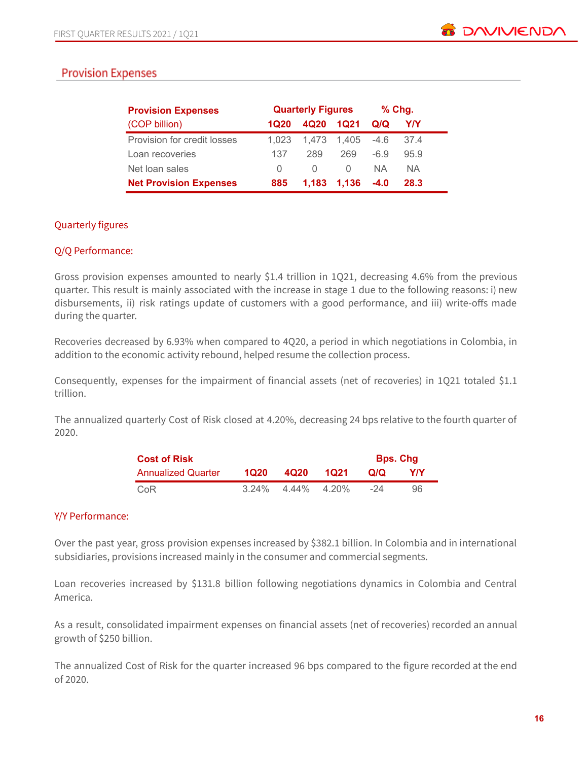## Provision Expenses

| Provision Expenses (COP billion) | Quarterly Figures 1Q20 | 4Q20 | 1Q21 | % Chg. Q/Q | Y/Y |
|---|---|---|---|---|---|
| Provision for credit losses | 1,023 | 1,473 | 1,405 | -4.6 | 37.4 |
| Loan recoveries | 137 | 289 | 269 | -6.9 | 95.9 |
| Net loan sales | 0 | 0 | 0 | NA | NA |
| **Net Provision Expenses** | **885** | **1,183** | **1,136** | **-4.0** | **28.3** |

### Quarterly figures

#### Q/Q Performance:

Gross provision expenses amounted to nearly $1.4 trillion in 1Q21, decreasing 4.6% from the previous quarter. This result is mainly associated with the increase in stage 1 due to the following reasons: i) new disbursements, ii) risk ratings update of customers with a good performance, and iii) write-offs made during the quarter.

Recoveries decreased by 6.93% when compared to 4Q20, a period in which negotiations in Colombia, in addition to the economic activity rebound, helped resume the collection process.

Consequently, expenses for the impairment of financial assets (net of recoveries) in 1Q21 totaled $1.1 trillion.

The annualized quarterly Cost of Risk closed at 4.20%, decreasing 24 bps relative to the fourth quarter of 2020.

| Cost of Risk Annualized Quarter | 1Q20 | 4Q20 | 1Q21 | Bps. Chg Q/Q | Y/Y |
|---|---|---|---|---|---|
| CoR | 3.24% | 4.44% | 4.20% | -24 | 96 |

#### Y/Y Performance:

Over the past year, gross provision expenses increased by $382.1 billion. In Colombia and in international subsidiaries, provisions increased mainly in the consumer and commercial segments.

Loan recoveries increased by $131.8 billion following negotiations dynamics in Colombia and Central America.

As a result, consolidated impairment expenses on financial assets (net of recoveries) recorded an annual growth of $250 billion.

The annualized Cost of Risk for the quarter increased 96 bps compared to the figure recorded at the end of 2020.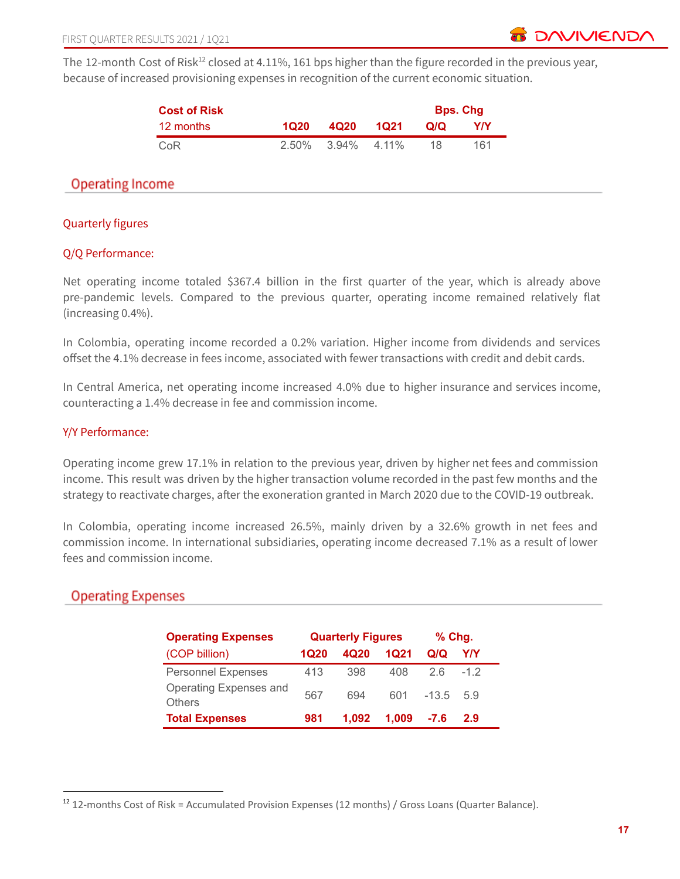The 12-month Cost of Risk[12] closed at 4.11%, 161 bps higher than the figure recorded in the previous year, because of increased provisioning expenses in recognition of the current economic situation.

| Cost of Risk | | | | Bps. Chg | |
|---|---|---|---|---|---|
| 12 months | 1Q20 | 4Q20 | 1Q21 | Q/Q | Y/Y |
| CoR | 2.50% | 3.94% | 4.11% | 18 | 161 |

## Operating Income

### Quarterly figures

### Q/Q Performance:

Net operating income totaled $367.4 billion in the first quarter of the year, which is already above pre-pandemic levels. Compared to the previous quarter, operating income remained relatively flat (increasing 0.4%).

In Colombia, operating income recorded a 0.2% variation. Higher income from dividends and services offset the 4.1% decrease in fees income, associated with fewer transactions with credit and debit cards.

In Central America, net operating income increased 4.0% due to higher insurance and services income, counteracting a 1.4% decrease in fee and commission income.

### Y/Y Performance:

Operating income grew 17.1% in relation to the previous year, driven by higher net fees and commission income. This result was driven by the higher transaction volume recorded in the past few months and the strategy to reactivate charges, after the exoneration granted in March 2020 due to the COVID-19 outbreak.

In Colombia, operating income increased 26.5%, mainly driven by a 32.6% growth in net fees and commission income. In international subsidiaries, operating income decreased 7.1% as a result of lower fees and commission income.

## Operating Expenses

| Operating Expenses | Quarterly Figures | | | % Chg. | |
|---|---|---|---|---|---|
| (COP billion) | 1Q20 | 4Q20 | 1Q21 | Q/Q | Y/Y |
| Personnel Expenses | 413 | 398 | 408 | 2.6 | -1.2 |
| Operating Expenses and Others | 567 | 694 | 601 | -13.5 | 5.9 |
| **Total Expenses** | **981** | **1,092** | **1,009** | **-7.6** | **2.9** |

[12] 12-months Cost of Risk = Accumulated Provision Expenses (12 months) / Gross Loans (Quarter Balance).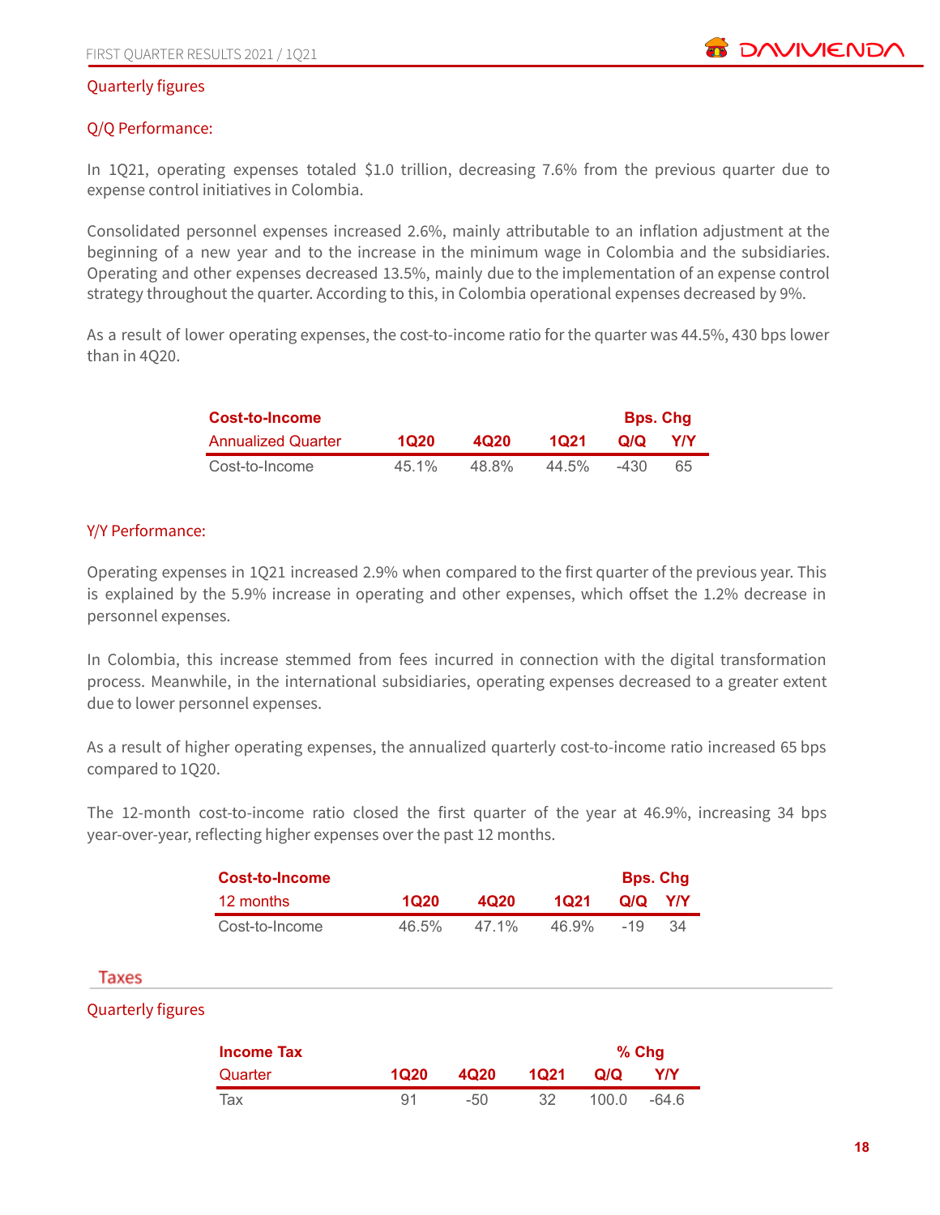### Quarterly figures

#### Q/Q Performance:

In 1Q21, operating expenses totaled $1.0 trillion, decreasing 7.6% from the previous quarter due to expense control initiatives in Colombia.

Consolidated personnel expenses increased 2.6%, mainly attributable to an inflation adjustment at the beginning of a new year and to the increase in the minimum wage in Colombia and the subsidiaries. Operating and other expenses decreased 13.5%, mainly due to the implementation of an expense control strategy throughout the quarter. According to this, in Colombia operational expenses decreased by 9%.

As a result of lower operating expenses, the cost-to-income ratio for the quarter was 44.5%, 430 bps lower than in 4Q20.

| **Cost-to-Income** | | | | **Bps. Chg** | |
|---|---|---|---|---|---|
| Annualized Quarter | **1Q20** | **4Q20** | **1Q21** | **Q/Q** | **Y/Y** |
| Cost-to-Income | 45.1% | 48.8% | 44.5% | -430 | 65 |

#### Y/Y Performance:

Operating expenses in 1Q21 increased 2.9% when compared to the first quarter of the previous year. This is explained by the 5.9% increase in operating and other expenses, which offset the 1.2% decrease in personnel expenses.

In Colombia, this increase stemmed from fees incurred in connection with the digital transformation process. Meanwhile, in the international subsidiaries, operating expenses decreased to a greater extent due to lower personnel expenses.

As a result of higher operating expenses, the annualized quarterly cost-to-income ratio increased 65 bps compared to 1Q20.

The 12-month cost-to-income ratio closed the first quarter of the year at 46.9%, increasing 34 bps year-over-year, reflecting higher expenses over the past 12 months.

| **Cost-to-Income** | | | | **Bps. Chg** | |
|---|---|---|---|---|---|
| 12 months | **1Q20** | **4Q20** | **1Q21** | **Q/Q** | **Y/Y** |
| Cost-to-Income | 46.5% | 47.1% | 46.9% | -19 | 34 |

## Taxes

### Quarterly figures

| **Income Tax** | | | | **% Chg** | |
|---|---|---|---|---|---|
| Quarter | **1Q20** | **4Q20** | **1Q21** | **Q/Q** | **Y/Y** |
| Tax | 91 | -50 | 32 | 100.0 | -64.6 |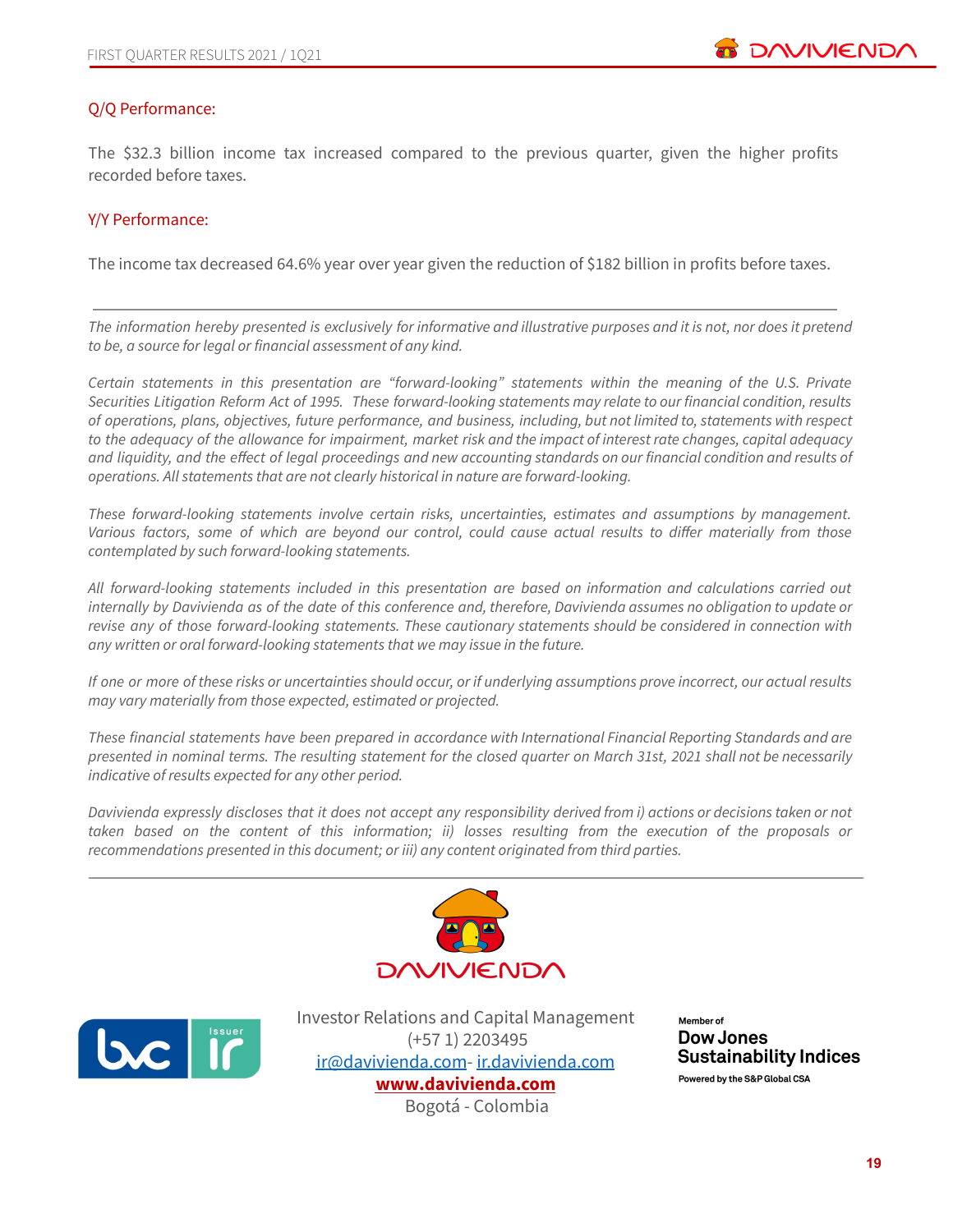## Q/Q Performance:

The $32.3 billion income tax increased compared to the previous quarter, given the higher profits recorded before taxes.

## Y/Y Performance:

The income tax decreased 64.6% year over year given the reduction of $182 billion in profits before taxes.

---

*The information hereby presented is exclusively for informative and illustrative purposes and it is not, nor does it pretend to be, a source for legal or financial assessment of any kind.*

*Certain statements in this presentation are "forward-looking" statements within the meaning of the U.S. Private Securities Litigation Reform Act of 1995. These forward-looking statements may relate to our financial condition, results of operations, plans, objectives, future performance, and business, including, but not limited to, statements with respect to the adequacy of the allowance for impairment, market risk and the impact of interest rate changes, capital adequacy and liquidity, and the effect of legal proceedings and new accounting standards on our financial condition and results of operations. All statements that are not clearly historical in nature are forward-looking.*

*These forward-looking statements involve certain risks, uncertainties, estimates and assumptions by management. Various factors, some of which are beyond our control, could cause actual results to differ materially from those contemplated by such forward-looking statements.*

*All forward-looking statements included in this presentation are based on information and calculations carried out internally by Davivienda as of the date of this conference and, therefore, Davivienda assumes no obligation to update or revise any of those forward-looking statements. These cautionary statements should be considered in connection with any written or oral forward-looking statements that we may issue in the future.*

*If one or more of these risks or uncertainties should occur, or if underlying assumptions prove incorrect, our actual results may vary materially from those expected, estimated or projected.*

*These financial statements have been prepared in accordance with International Financial Reporting Standards and are presented in nominal terms. The resulting statement for the closed quarter on March 31st, 2021 shall not be necessarily indicative of results expected for any other period.*

*Davivienda expressly discloses that it does not accept any responsibility derived from i) actions or decisions taken or not taken based on the content of this information; ii) losses resulting from the execution of the proposals or recommendations presented in this document; or iii) any content originated from third parties.*

---

DAVIVIENDA

Investor Relations and Capital Management
(+57 1) 2203495
ir@davivienda.com- ir.davivienda.com
**www.davivienda.com**
Bogotá - Colombia

Member of
**Dow Jones Sustainability Indices**
Powered by the S&P Global CSA